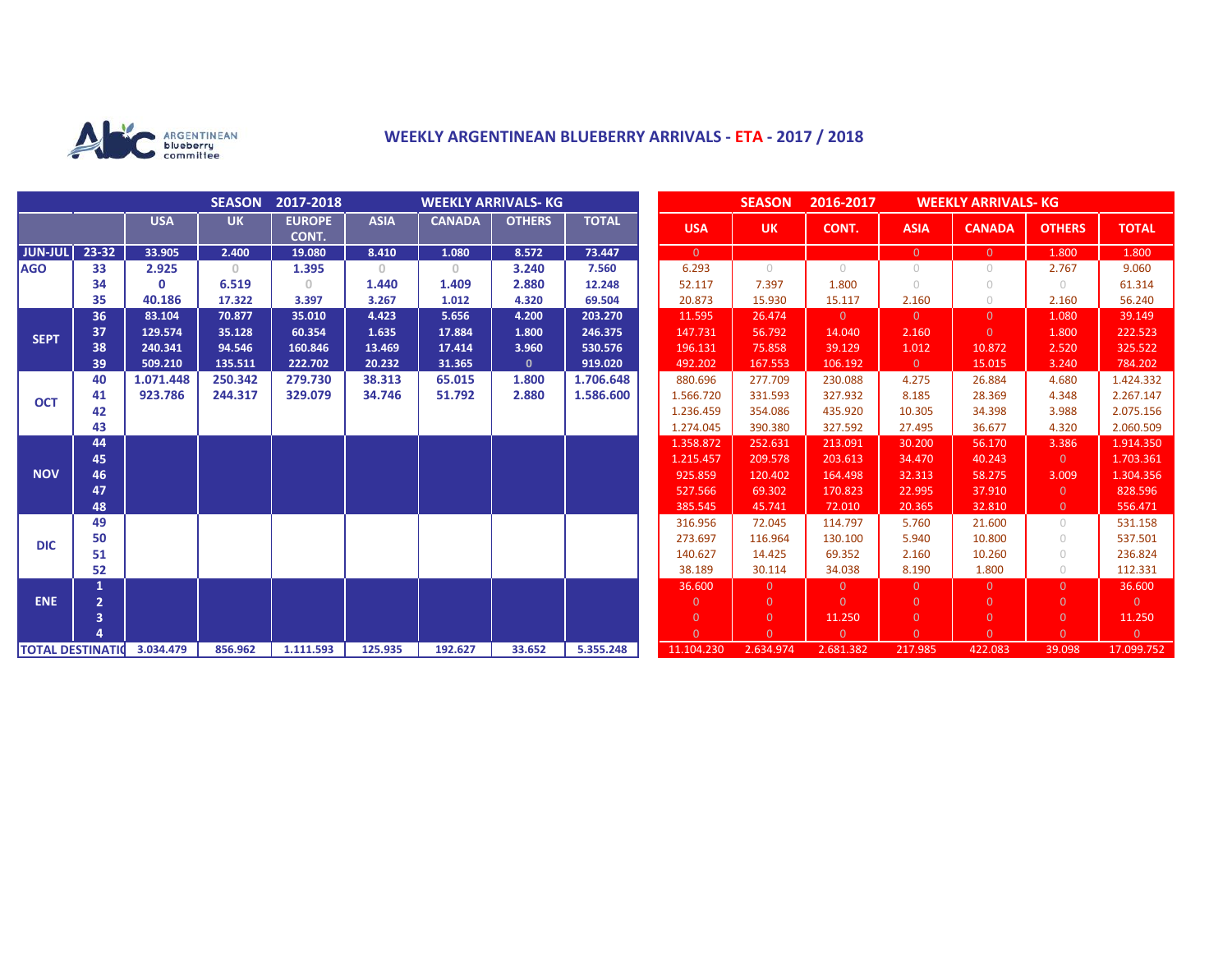ARGENTINEAN blueberry committee

# WEEKLY ARGENTINEAN BLUEBERRY ARRIVALS - ETA - 2017 / 2018

| | | SEASON 2017-2018 WEEKLY ARRIVALS- KG | | | | | | |
|---|---|---|---|---|---|---|---|---|
| | | USA | UK | EUROPE CONT. | ASIA | CANADA | OTHERS | TOTAL |
| JUN-JUL | 23-32 | 33.905 | 2.400 | 19.080 | 8.410 | 1.080 | 8.572 | 73.447 |
| AGO | 33 | 2.925 | 0 | 1.395 | 0 | 0 | 3.240 | 7.560 |
| | 34 | 0 | 6.519 | 0 | 1.440 | 1.409 | 2.880 | 12.248 |
| | 35 | 40.186 | 17.322 | 3.397 | 3.267 | 1.012 | 4.320 | 69.504 |
| SEPT | 36 | 83.104 | 70.877 | 35.010 | 4.423 | 5.656 | 4.200 | 203.270 |
| | 37 | 129.574 | 35.128 | 60.354 | 1.635 | 17.884 | 1.800 | 246.375 |
| | 38 | 240.341 | 94.546 | 160.846 | 13.469 | 17.414 | 3.960 | 530.576 |
| | 39 | 509.210 | 135.511 | 222.702 | 20.232 | 31.365 | 0 | 919.020 |
| OCT | 40 | 1.071.448 | 250.342 | 279.730 | 38.313 | 65.015 | 1.800 | 1.706.648 |
| | 41 | 923.786 | 244.317 | 329.079 | 34.746 | 51.792 | 2.880 | 1.586.600 |
| | 42 | | | | | | | |
| | 43 | | | | | | | |
| NOV | 44 | | | | | | | |
| | 45 | | | | | | | |
| | 46 | | | | | | | |
| | 47 | | | | | | | |
| | 48 | | | | | | | |
| DIC | 49 | | | | | | | |
| | 50 | | | | | | | |
| | 51 | | | | | | | |
| | 52 | | | | | | | |
| ENE | 1 | | | | | | | |
| | 2 | | | | | | | |
| | 3 | | | | | | | |
| | 4 | | | | | | | |
| TOTAL DESTINATIO | | 3.034.479 | 856.962 | 1.111.593 | 125.935 | 192.627 | 33.652 | 5.355.248 |

| SEASON 2016-2017 WEEKLY ARRIVALS- KG | | | | | | |
|---|---|---|---|---|---|---|
| USA | UK | CONT. | ASIA | CANADA | OTHERS | TOTAL |
| 0 | | | 0 | 0 | 1.800 | 1.800 |
| 6.293 | 0 | 0 | 0 | 0 | 2.767 | 9.060 |
| 52.117 | 7.397 | 1.800 | 0 | 0 | 0 | 61.314 |
| 20.873 | 15.930 | 15.117 | 2.160 | 0 | 2.160 | 56.240 |
| 11.595 | 26.474 | 0 | 0 | 0 | 1.080 | 39.149 |
| 147.731 | 56.792 | 14.040 | 2.160 | 0 | 1.800 | 222.523 |
| 196.131 | 75.858 | 39.129 | 1.012 | 10.872 | 2.520 | 325.522 |
| 492.202 | 167.553 | 106.192 | 0 | 15.015 | 3.240 | 784.202 |
| 880.696 | 277.709 | 230.088 | 4.275 | 26.884 | 4.680 | 1.424.332 |
| 1.566.720 | 331.593 | 327.932 | 8.185 | 28.369 | 4.348 | 2.267.147 |
| 1.236.459 | 354.086 | 435.920 | 10.305 | 34.398 | 3.988 | 2.075.156 |
| 1.274.045 | 390.380 | 327.592 | 27.495 | 36.677 | 4.320 | 2.060.509 |
| 1.358.872 | 252.631 | 213.091 | 30.200 | 56.170 | 3.386 | 1.914.350 |
| 1.215.457 | 209.578 | 203.613 | 34.470 | 40.243 | 0 | 1.703.361 |
| 925.859 | 120.402 | 164.498 | 32.313 | 58.275 | 3.009 | 1.304.356 |
| 527.566 | 69.302 | 170.823 | 22.995 | 37.910 | 0 | 828.596 |
| 385.545 | 45.741 | 72.010 | 20.365 | 32.810 | 0 | 556.471 |
| 316.956 | 72.045 | 114.797 | 5.760 | 21.600 | 0 | 531.158 |
| 273.697 | 116.964 | 130.100 | 5.940 | 10.800 | 0 | 537.501 |
| 140.627 | 14.425 | 69.352 | 2.160 | 10.260 | 0 | 236.824 |
| 38.189 | 30.114 | 34.038 | 8.190 | 1.800 | 0 | 112.331 |
| 36.600 | 0 | 0 | 0 | 0 | 0 | 36.600 |
| 0 | 0 | 0 | 0 | 0 | 0 | 0 |
| 0 | 0 | 11.250 | 0 | 0 | 0 | 11.250 |
| 0 | 0 | 0 | 0 | 0 | 0 | 0 |
| 11.104.230 | 2.634.974 | 2.681.382 | 217.985 | 422.083 | 39.098 | 17.099.752 |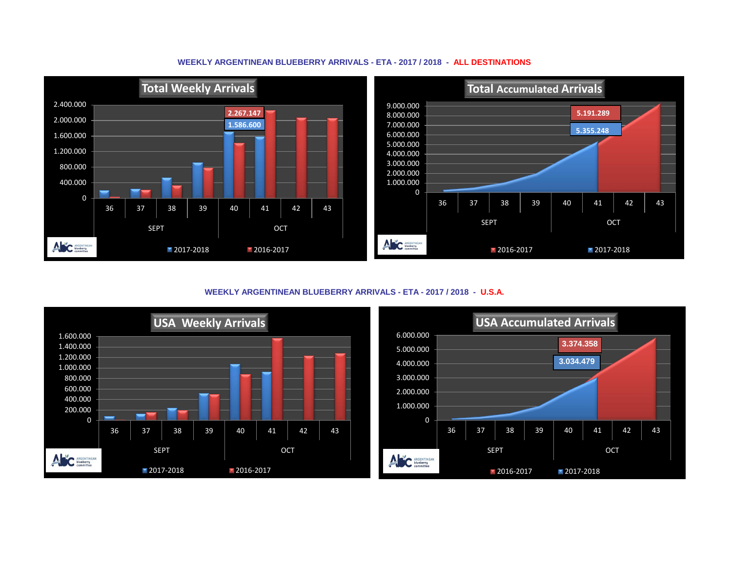## WEEKLY ARGENTINEAN BLUEBERRY ARRIVALS - ETA - 2017 / 2018 - ALL DESTINATIONS

**Total Weekly Arrivals**

2.400.000
2.000.000
1.600.000
1.200.000
800.000
400.000
0

2.267.147
1.586.600

36 37 38 39 40 41 42 43

SEPT OCT

2017-2018 2016-2017

**Total Accumulated Arrivals**

9.000.000
8.000.000
7.000.000
6.000.000
5.000.000
4.000.000
3.000.000
2.000.000
1.000.000
0

5.191.289
5.355.248

36 37 38 39 40 41 42 43

SEPT OCT

2016-2017 2017-2018

## WEEKLY ARGENTINEAN BLUEBERRY ARRIVALS - ETA - 2017 / 2018 - U.S.A.

**USA Weekly Arrivals**

1.600.000
1.400.000
1.200.000
1.000.000
800.000
600.000
400.000
200.000
0

36 37 38 39 40 41 42 43

SEPT OCT

2017-2018 2016-2017

**USA Accumulated Arrivals**

6.000.000
5.000.000
4.000.000
3.000.000
2.000.000
1.000.000
0

3.374.358
3.034.479

36 37 38 39 40 41 42 43

SEPT OCT

2016-2017 2017-2018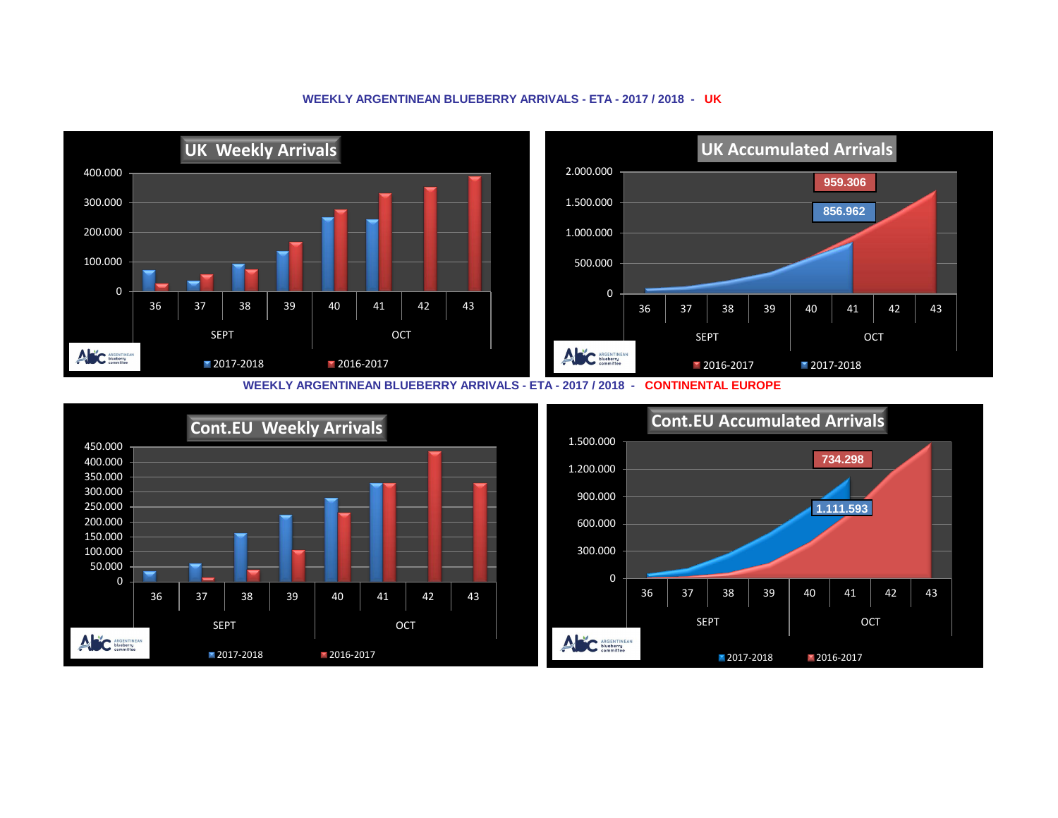**WEEKLY ARGENTINEAN BLUEBERRY ARRIVALS - ETA - 2017 / 2018 - UK**

### UK Weekly Arrivals

400.000
300.000
200.000
100.000
0

36 37 38 39 40 41 42 43

SEPT OCT

2017-2018 2016-2017

### UK Accumulated Arrivals

2.000.000
1.500.000
1.000.000
500.000
0

959.306

856.962

36 37 38 39 40 41 42 43

SEPT OCT

2016-2017 2017-2018

**WEEKLY ARGENTINEAN BLUEBERRY ARRIVALS - ETA - 2017 / 2018 - CONTINENTAL EUROPE**

### Cont.EU Weekly Arrivals

450.000
400.000
350.000
300.000
250.000
200.000
150.000
100.000
50.000
0

36 37 38 39 40 41 42 43

SEPT OCT

2017-2018 2016-2017

### Cont.EU Accumulated Arrivals

1.500.000
1.200.000
900.000
600.000
300.000
0

734.298

1.111.593

36 37 38 39 40 41 42 43

SEPT OCT

2017-2018 2016-2017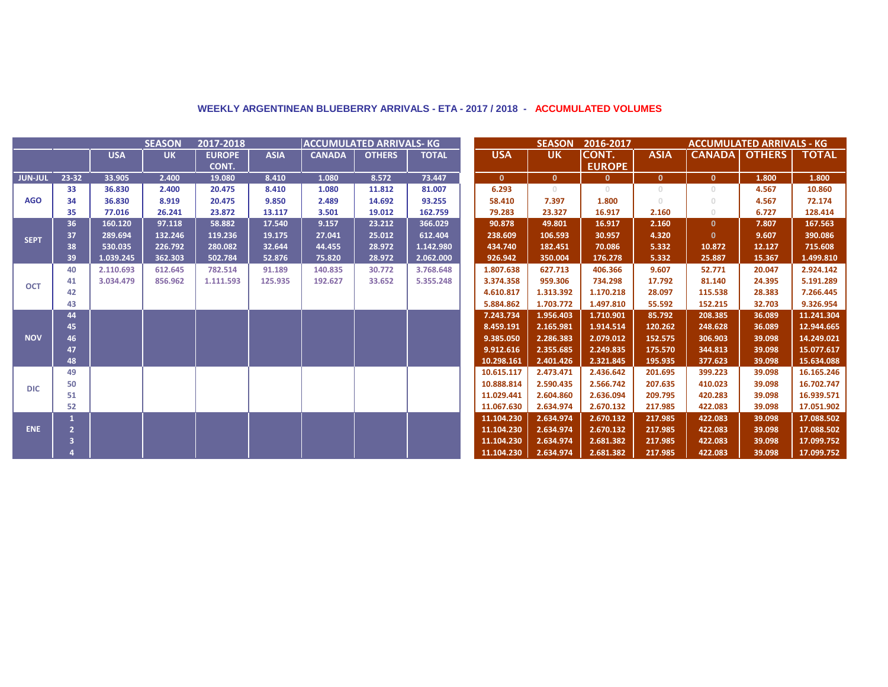### WEEKLY ARGENTINEAN BLUEBERRY ARRIVALS - ETA - 2017 / 2018 - ACCUMULATED VOLUMES

| | | SEASON 2017-2018 | | | | ACCUMULATED ARRIVALS- KG | | |
|---|---|---|---|---|---|---|---|---|
| | | USA | UK | EUROPE CONT. | ASIA | CANADA | OTHERS | TOTAL |
| JUN-JUL | 23-32 | 33.905 | 2.400 | 19.080 | 8.410 | 1.080 | 8.572 | 73.447 |
| AGO | 33 | 36.830 | 2.400 | 20.475 | 8.410 | 1.080 | 11.812 | 81.007 |
| | 34 | 36.830 | 8.919 | 20.475 | 9.850 | 2.489 | 14.692 | 93.255 |
| | 35 | 77.016 | 26.241 | 23.872 | 13.117 | 3.501 | 19.012 | 162.759 |
| SEPT | 36 | 160.120 | 97.118 | 58.882 | 17.540 | 9.157 | 23.212 | 366.029 |
| | 37 | 289.694 | 132.246 | 119.236 | 19.175 | 27.041 | 25.012 | 612.404 |
| | 38 | 530.035 | 226.792 | 280.082 | 32.644 | 44.455 | 28.972 | 1.142.980 |
| | 39 | 1.039.245 | 362.303 | 502.784 | 52.876 | 75.820 | 28.972 | 2.062.000 |
| OCT | 40 | 2.110.693 | 612.645 | 782.514 | 91.189 | 140.835 | 30.772 | 3.768.648 |
| | 41 | 3.034.479 | 856.962 | 1.111.593 | 125.935 | 192.627 | 33.652 | 5.355.248 |
| | 42 | | | | | | | |
| | 43 | | | | | | | |
| NOV | 44 | | | | | | | |
| | 45 | | | | | | | |
| | 46 | | | | | | | |
| | 47 | | | | | | | |
| | 48 | | | | | | | |
| DIC | 49 | | | | | | | |
| | 50 | | | | | | | |
| | 51 | | | | | | | |
| | 52 | | | | | | | |
| ENE | 1 | | | | | | | |
| | 2 | | | | | | | |
| | 3 | | | | | | | |
| | 4 | | | | | | | |

| | | SEASON 2016-2017 | | | | ACCUMULATED ARRIVALS - KG | | |
|---|---|---|---|---|---|---|---|---|
| | | USA | UK | CONT. EUROPE | ASIA | CANADA | OTHERS | TOTAL |
| JUN-JUL | 23-32 | 0 | 0 | 0 | 0 | 0 | 1.800 | 1.800 |
| AGO | 33 | 6.293 | 0 | 0 | 0 | 0 | 4.567 | 10.860 |
| | 34 | 58.410 | 7.397 | 1.800 | 0 | 0 | 4.567 | 72.174 |
| | 35 | 79.283 | 23.327 | 16.917 | 2.160 | 0 | 6.727 | 128.414 |
| SEPT | 36 | 90.878 | 49.801 | 16.917 | 2.160 | 0 | 7.807 | 167.563 |
| | 37 | 238.609 | 106.593 | 30.957 | 4.320 | 0 | 9.607 | 390.086 |
| | 38 | 434.740 | 182.451 | 70.086 | 5.332 | 10.872 | 12.127 | 715.608 |
| | 39 | 926.942 | 350.004 | 176.278 | 5.332 | 25.887 | 15.367 | 1.499.810 |
| OCT | 40 | 1.807.638 | 627.713 | 406.366 | 9.607 | 52.771 | 20.047 | 2.924.142 |
| | 41 | 3.374.358 | 959.306 | 734.298 | 17.792 | 81.140 | 24.395 | 5.191.289 |
| | 42 | 4.610.817 | 1.313.392 | 1.170.218 | 28.097 | 115.538 | 28.383 | 7.266.445 |
| | 43 | 5.884.862 | 1.703.772 | 1.497.810 | 55.592 | 152.215 | 32.703 | 9.326.954 |
| NOV | 44 | 7.243.734 | 1.956.403 | 1.710.901 | 85.792 | 208.385 | 36.089 | 11.241.304 |
| | 45 | 8.459.191 | 2.165.981 | 1.914.514 | 120.262 | 248.628 | 36.089 | 12.944.665 |
| | 46 | 9.385.050 | 2.286.383 | 2.079.012 | 152.575 | 306.903 | 39.098 | 14.249.021 |
| | 47 | 9.912.616 | 2.355.685 | 2.249.835 | 175.570 | 344.813 | 39.098 | 15.077.617 |
| | 48 | 10.298.161 | 2.401.426 | 2.321.845 | 195.935 | 377.623 | 39.098 | 15.634.088 |
| DIC | 49 | 10.615.117 | 2.473.471 | 2.436.642 | 201.695 | 399.223 | 39.098 | 16.165.246 |
| | 50 | 10.888.814 | 2.590.435 | 2.566.742 | 207.635 | 410.023 | 39.098 | 16.702.747 |
| | 51 | 11.029.441 | 2.604.860 | 2.636.094 | 209.795 | 420.283 | 39.098 | 16.939.571 |
| | 52 | 11.067.630 | 2.634.974 | 2.670.132 | 217.985 | 422.083 | 39.098 | 17.051.902 |
| ENE | 1 | 11.104.230 | 2.634.974 | 2.670.132 | 217.985 | 422.083 | 39.098 | 17.088.502 |
| | 2 | 11.104.230 | 2.634.974 | 2.670.132 | 217.985 | 422.083 | 39.098 | 17.088.502 |
| | 3 | 11.104.230 | 2.634.974 | 2.681.382 | 217.985 | 422.083 | 39.098 | 17.099.752 |
| | 4 | 11.104.230 | 2.634.974 | 2.681.382 | 217.985 | 422.083 | 39.098 | 17.099.752 |